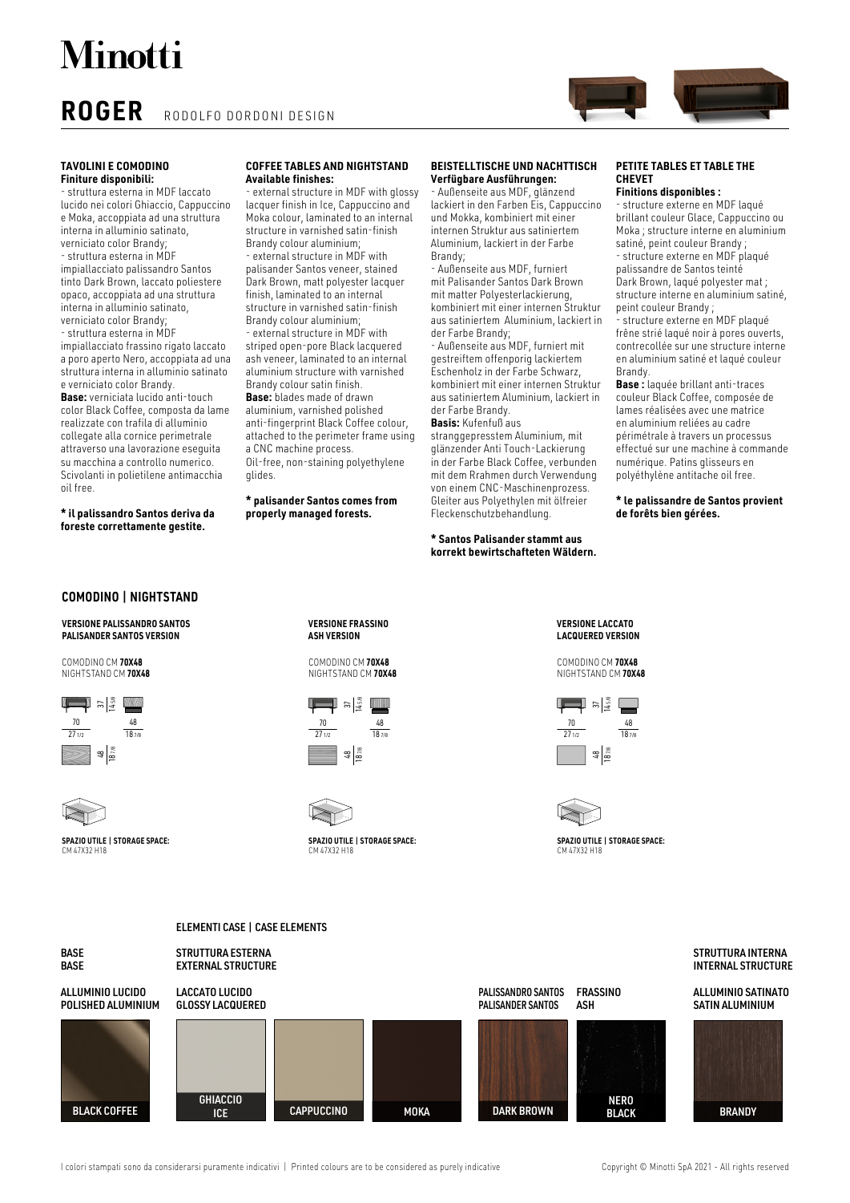# Minotti

## ROGER RODOLFO DORDONI DESIGN

### TAVOLINI E COMODINO
**Finiture disponibili:**

- struttura esterna in MDF laccato lucido nei colori Ghiaccio, Cappuccino e Moka, accoppiata ad una struttura interna in alluminio satinato, verniciato color Brandy;
- struttura esterna in MDF impiallacciato palissandro Santos tinto Dark Brown, laccato poliestere opaco, accoppiata ad una struttura interna in alluminio satinato, verniciato color Brandy;
- struttura esterna in MDF impiallacciato frassino rigato laccato a poro aperto Nero, accoppiata ad una struttura interna in alluminio satinato e verniciato color Brandy.

**Base:** verniciata lucido anti-touch color Black Coffee, composta da lame realizzate con trafila di alluminio collegate alla cornice perimetrale attraverso una lavorazione eseguita su macchina a controllo numerico. Scivolanti in polietilene antimacchia oil free.

**\* il palissandro Santos deriva da foreste correttamente gestite.**

### COFFEE TABLES AND NIGHTSTAND
**Available finishes:**

- external structure in MDF with glossy lacquer finish in Ice, Cappuccino and Moka colour, laminated to an internal structure in varnished satin-finish Brandy colour aluminium;
- external structure in MDF with palisander Santos veneer, stained Dark Brown, matt polyester lacquer finish, laminated to an internal structure in varnished satin-finish Brandy colour aluminium;
- external structure in MDF with striped open-pore Black lacquered ash veneer, laminated to an internal aluminium structure with varnished Brandy colour satin finish.

**Base:** blades made of drawn aluminium, varnished polished anti-fingerprint Black Coffee colour, attached to the perimeter frame using a CNC machine process.
Oil-free, non-staining polyethylene glides.

**\* palisander Santos comes from properly managed forests.**

### BEISTELLTISCHE UND NACHTTISCH
**Verfügbare Ausführungen:**

- Außenseite aus MDF, glänzend lackiert in den Farben Eis, Cappuccino und Mokka, kombiniert mit einer internen Struktur aus satiniertem Aluminium, lackiert in der Farbe Brandy;
- Außenseite aus MDF, furniert mit Palisander Santos Dark Brown mit matter Polyesterlackierung, kombiniert mit einer internen Struktur aus satiniertem Aluminium, lackiert in der Farbe Brandy;
- Außenseite aus MDF, furniert mit gestreiftem offenporig lackiertem Eschenholz in der Farbe Schwarz, kombiniert mit einer internen Struktur aus satiniertem Aluminium, lackiert in der Farbe Brandy.

**Basis:** Kufenfuß aus stranggepresstem Aluminium, mit glänzender Anti Touch-Lackierung in der Farbe Black Coffee, verbunden mit dem Rrahmen durch Verwendung von einem CNC-Maschinenprozess. Gleiter aus Polyethylen mit ölfreier Fleckenschutzbehandlung.

**\* Santos Palisander stammt aus korrekt bewirtschafteten Wäldern.**

### PETITE TABLES ET TABLE THE CHEVET
**Finitions disponibles :**

- structure externe en MDF laqué brillant couleur Glace, Cappuccino ou Moka ; structure interne en aluminium satiné, peint couleur Brandy ;
- structure externe en MDF plaqué palissandre de Santos teinté Dark Brown, laqué polyester mat ; structure interne en aluminium satiné, peint couleur Brandy ;
- structure externe en MDF plaqué frêne strié laqué noir à pores ouverts, contrecollée sur une structure interne en aluminium satiné et laqué couleur Brandy.

**Base :** laquée brillant anti-traces couleur Black Coffee, composée de lames réalisées avec une matrice en aluminium reliées au cadre périmétrale à travers un processus effectué sur une machine à commande numérique. Patins glisseurs en polyéthylène antitache oil free.

**\* le palissandre de Santos provient de forêts bien gérées.**

## COMODINO | NIGHTSTAND

**VERSIONE PALISSANDRO SANTOS**
**PALISANDER SANTOS VERSION**

COMODINO CM **70X48**
NIGHTSTAND CM **70X48**

70 / 27 1/2 — 48 / 18 7/8 — 37 / 14 5/8 — 48 / 18 7/8

**SPAZIO UTILE | STORAGE SPACE:**
CM 47X32 H18

**VERSIONE FRASSINO**
**ASH VERSION**

COMODINO CM **70X48**
NIGHTSTAND CM **70X48**

70 / 27 1/2 — 48 / 18 7/8 — 37 / 14 5/8 — 48 / 18 7/8

**SPAZIO UTILE | STORAGE SPACE:**
CM 47X32 H18

**VERSIONE LACCATO**
**LACQUERED VERSION**

COMODINO CM **70X48**
NIGHTSTAND CM **70X48**

70 / 27 1/2 — 48 / 18 7/8 — 37 / 14 5/8 — 48 / 18 7/8

**SPAZIO UTILE | STORAGE SPACE:**
CM 47X32 H18

## ELEMENTI CASE | CASE ELEMENTS

**BASE / BASE**
ALLUMINIO LUCIDO / POLISHED ALUMINIUM
- BLACK COFFEE

**STRUTTURA ESTERNA / EXTERNAL STRUCTURE**
LACCATO LUCIDO / GLOSSY LACQUERED
- GHIACCIO / ICE
- CAPPUCCINO
- MOKA

PALISSANDRO SANTOS / PALISANDER SANTOS
- DARK BROWN

FRASSINO / ASH
- NERO / BLACK

**STRUTTURA INTERNA / INTERNAL STRUCTURE**
ALLUMINIO SATINATO / SATIN ALUMINIUM
- BRANDY

I colori stampati sono da considerarsi puramente indicativi | Printed colours are to be considered as purely indicative

Copyright © Minotti SpA 2021 - All rights reserved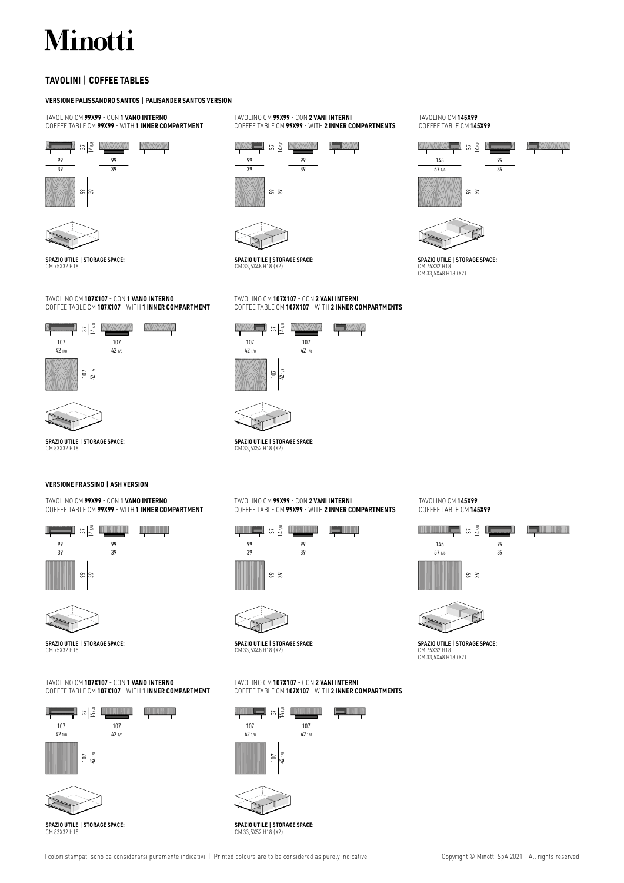# Minotti

## TAVOLINI | COFFEE TABLES

### VERSIONE PALISSANDRO SANTOS | PALISANDER SANTOS VERSION

TAVOLINO CM **99X99** - CON **1 VANO INTERNO**
COFFEE TABLE CM **99X99** - WITH **1 INNER COMPARTMENT**

37 | 14 5/8
99 / 39 — 99 / 39
99 | 39

**SPAZIO UTILE | STORAGE SPACE:**
CM 75X32 H18

TAVOLINO CM **99X99** - CON **2 VANI INTERNI**
COFFEE TABLE CM **99X99** - WITH **2 INNER COMPARTMENTS**

37 | 14 5/8
99 / 39 — 99 / 39
99 | 39

**SPAZIO UTILE | STORAGE SPACE:**
CM 33,5X48 H18 (X2)

TAVOLINO CM **145X99**
COFFEE TABLE CM **145X99**

37 | 14 5/8
145 / 57 1/8 — 99 / 39
99 | 39

**SPAZIO UTILE | STORAGE SPACE:**
CM 75X32 H18
CM 33,5X48 H18 (X2)

TAVOLINO CM **107X107** - CON **1 VANO INTERNO**
COFFEE TABLE CM **107X107** - WITH **1 INNER COMPARTMENT**

37 | 14 5/8
107 / 42 1/8 — 107 / 42 1/8
107 | 42 1/8

**SPAZIO UTILE | STORAGE SPACE:**
CM 83X32 H18

TAVOLINO CM **107X107** - CON **2 VANI INTERNI**
COFFEE TABLE CM **107X107** - WITH **2 INNER COMPARTMENTS**

37 | 14 5/8
107 / 42 1/8 — 107 / 42 1/8
107 | 42 1/8

**SPAZIO UTILE | STORAGE SPACE:**
CM 33,5X52 H18 (X2)

### VERSIONE FRASSINO | ASH VERSION

TAVOLINO CM **99X99** - CON **1 VANO INTERNO**
COFFEE TABLE CM **99X99** - WITH **1 INNER COMPARTMENT**

37 | 14 5/8
99 / 39 — 99 / 39
99 | 39

**SPAZIO UTILE | STORAGE SPACE:**
CM 75X32 H18

TAVOLINO CM **99X99** - CON **2 VANI INTERNI**
COFFEE TABLE CM **99X99** - WITH **2 INNER COMPARTMENTS**

37 | 14 5/8
99 / 39 — 99 / 39
99 | 39

**SPAZIO UTILE | STORAGE SPACE:**
CM 33,5X48 H18 (X2)

TAVOLINO CM **145X99**
COFFEE TABLE CM **145X99**

37 | 14 5/8
145 / 57 1/8 — 99 / 39
99 | 39

**SPAZIO UTILE | STORAGE SPACE:**
CM 75X32 H18
CM 33,5X48 H18 (X2)

TAVOLINO CM **107X107** - CON **1 VANO INTERNO**
COFFEE TABLE CM **107X107** - WITH **1 INNER COMPARTMENT**

37 | 14 5/8
107 / 42 1/8 — 107 / 42 1/8
107 | 42 1/8

**SPAZIO UTILE | STORAGE SPACE:**
CM 83X32 H18

TAVOLINO CM **107X107** - CON **2 VANI INTERNI**
COFFEE TABLE CM **107X107** - WITH **2 INNER COMPARTMENTS**

37 | 14 5/8
107 / 42 1/8 — 107 / 42 1/8
107 | 42 1/8

**SPAZIO UTILE | STORAGE SPACE:**
CM 33,5X52 H18 (X2)

I colori stampati sono da considerarsi puramente indicativi | Printed colours are to be considered as purely indicative

Copyright © Minotti SpA 2021 - All rights reserved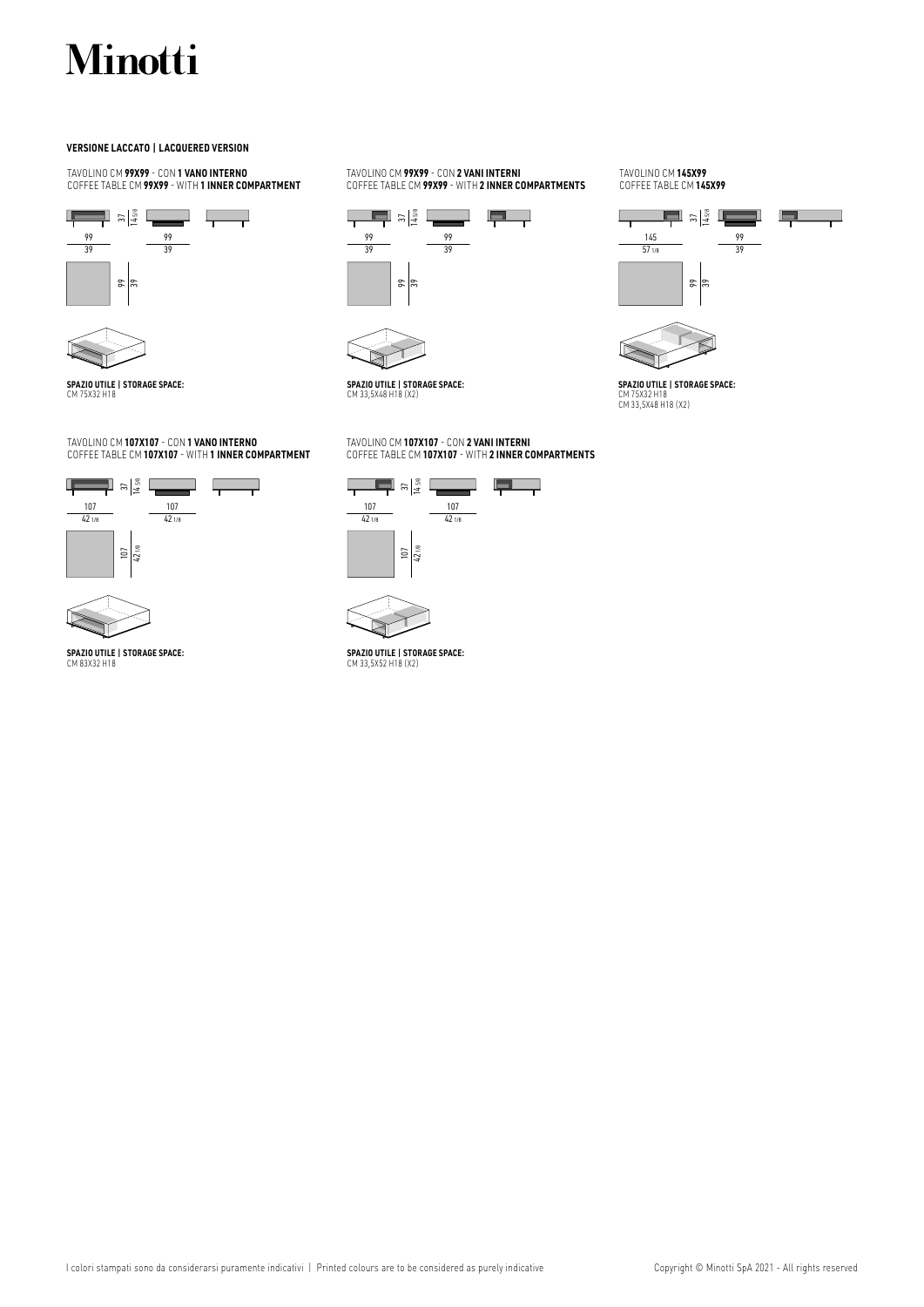# Minotti

**VERSIONE LACCATO | LACQUERED VERSION**

TAVOLINO CM **99X99** - CON **1 VANO INTERNO**
COFFEE TABLE CM **99X99** - WITH **1 INNER COMPARTMENT**

37
14 5/8
99
39
99
39
99
39

**SPAZIO UTILE | STORAGE SPACE:**
CM 75X32 H18

TAVOLINO CM **99X99** - CON **2 VANI INTERNI**
COFFEE TABLE CM **99X99** - WITH **2 INNER COMPARTMENTS**

37
14 5/8
99
39
99
39
99
39

**SPAZIO UTILE | STORAGE SPACE:**
CM 33,5X48 H18 (X2)

TAVOLINO CM **145X99**
COFFEE TABLE CM **145X99**

37
14 5/8
145
57 1/8
99
39
99
39

**SPAZIO UTILE | STORAGE SPACE:**
CM 75X32 H18
CM 33,5X48 H18 (X2)

TAVOLINO CM **107X107** - CON **1 VANO INTERNO**
COFFEE TABLE CM **107X107** - WITH **1 INNER COMPARTMENT**

37
14 5/8
107
42 1/8
107
42 1/8
107
42 1/8

**SPAZIO UTILE | STORAGE SPACE:**
CM 83X32 H18

TAVOLINO CM **107X107** - CON **2 VANI INTERNI**
COFFEE TABLE CM **107X107** - WITH **2 INNER COMPARTMENTS**

37
14 5/8
107
42 1/8
107
42 1/8
107
42 1/8

**SPAZIO UTILE | STORAGE SPACE:**
CM 33,5X52 H18 (X2)

I colori stampati sono da considerarsi puramente indicativi | Printed colours are to be considered as purely indicative

Copyright © Minotti SpA 2021 - All rights reserved